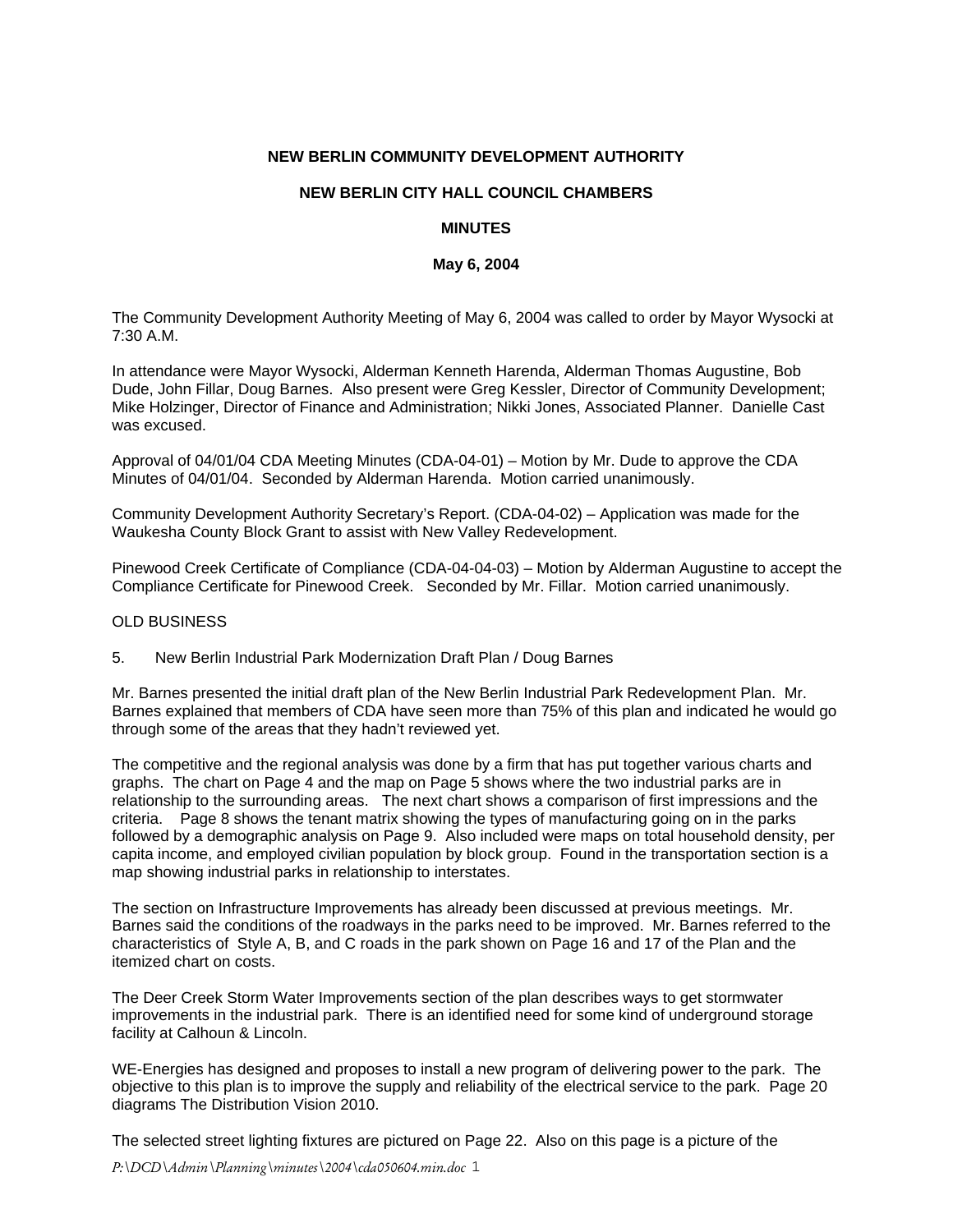**NEW BERLIN COMMUNITY DEVELOPMENT AUTHORITY**

**NEW BERLIN CITY HALL COUNCIL CHAMBERS**

**MINUTES**

**May 6, 2004**

The Community Development Authority Meeting of May 6, 2004 was called to order by Mayor Wysocki at 7:30 A.M.

In attendance were Mayor Wysocki, Alderman Kenneth Harenda, Alderman Thomas Augustine, Bob Dude, John Fillar, Doug Barnes. Also present were Greg Kessler, Director of Community Development; Mike Holzinger, Director of Finance and Administration; Nikki Jones, Associated Planner. Danielle Cast was excused.

Approval of 04/01/04 CDA Meeting Minutes (CDA-04-01) – Motion by Mr. Dude to approve the CDA Minutes of 04/01/04. Seconded by Alderman Harenda. Motion carried unanimously.

Community Development Authority Secretary's Report. (CDA-04-02) – Application was made for the Waukesha County Block Grant to assist with New Valley Redevelopment.

Pinewood Creek Certificate of Compliance (CDA-04-04-03) – Motion by Alderman Augustine to accept the Compliance Certificate for Pinewood Creek. Seconded by Mr. Fillar. Motion carried unanimously.

OLD BUSINESS

5. New Berlin Industrial Park Modernization Draft Plan / Doug Barnes

Mr. Barnes presented the initial draft plan of the New Berlin Industrial Park Redevelopment Plan. Mr. Barnes explained that members of CDA have seen more than 75% of this plan and indicated he would go through some of the areas that they hadn't reviewed yet.

The competitive and the regional analysis was done by a firm that has put together various charts and graphs. The chart on Page 4 and the map on Page 5 shows where the two industrial parks are in relationship to the surrounding areas. The next chart shows a comparison of first impressions and the criteria. Page 8 shows the tenant matrix showing the types of manufacturing going on in the parks followed by a demographic analysis on Page 9. Also included were maps on total household density, per capita income, and employed civilian population by block group. Found in the transportation section is a map showing industrial parks in relationship to interstates.

The section on Infrastructure Improvements has already been discussed at previous meetings. Mr. Barnes said the conditions of the roadways in the parks need to be improved. Mr. Barnes referred to the characteristics of Style A, B, and C roads in the park shown on Page 16 and 17 of the Plan and the itemized chart on costs.

The Deer Creek Storm Water Improvements section of the plan describes ways to get stormwater improvements in the industrial park. There is an identified need for some kind of underground storage facility at Calhoun & Lincoln.

WE-Energies has designed and proposes to install a new program of delivering power to the park. The objective to this plan is to improve the supply and reliability of the electrical service to the park. Page 20 diagrams The Distribution Vision 2010.

The selected street lighting fixtures are pictured on Page 22. Also on this page is a picture of the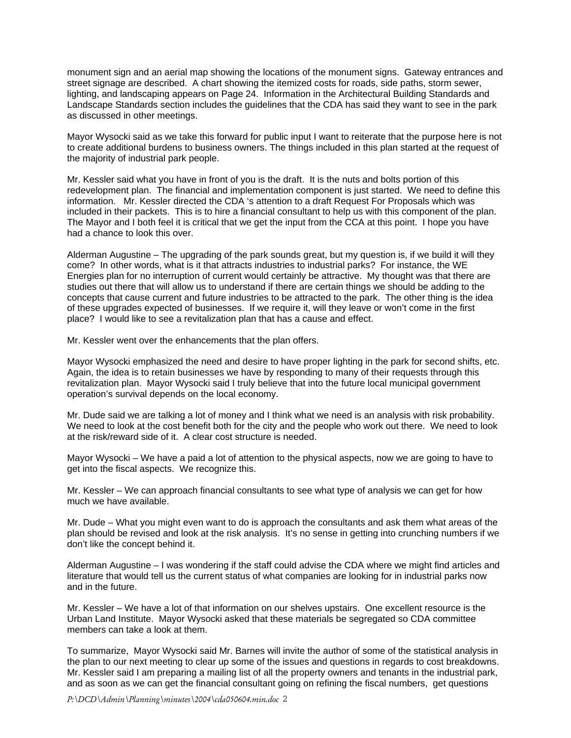monument sign and an aerial map showing the locations of the monument signs. Gateway entrances and street signage are described. A chart showing the itemized costs for roads, side paths, storm sewer, lighting, and landscaping appears on Page 24. Information in the Architectural Building Standards and Landscape Standards section includes the guidelines that the CDA has said they want to see in the park as discussed in other meetings.

Mayor Wysocki said as we take this forward for public input I want to reiterate that the purpose here is not to create additional burdens to business owners. The things included in this plan started at the request of the majority of industrial park people.

Mr. Kessler said what you have in front of you is the draft. It is the nuts and bolts portion of this redevelopment plan. The financial and implementation component is just started. We need to define this information. Mr. Kessler directed the CDA 's attention to a draft Request For Proposals which was included in their packets. This is to hire a financial consultant to help us with this component of the plan. The Mayor and I both feel it is critical that we get the input from the CCA at this point. I hope you have had a chance to look this over.

Alderman Augustine – The upgrading of the park sounds great, but my question is, if we build it will they come? In other words, what is it that attracts industries to industrial parks? For instance, the WE Energies plan for no interruption of current would certainly be attractive. My thought was that there are studies out there that will allow us to understand if there are certain things we should be adding to the concepts that cause current and future industries to be attracted to the park. The other thing is the idea of these upgrades expected of businesses. If we require it, will they leave or won't come in the first place? I would like to see a revitalization plan that has a cause and effect.

Mr. Kessler went over the enhancements that the plan offers.

Mayor Wysocki emphasized the need and desire to have proper lighting in the park for second shifts, etc. Again, the idea is to retain businesses we have by responding to many of their requests through this revitalization plan. Mayor Wysocki said I truly believe that into the future local municipal government operation's survival depends on the local economy.

Mr. Dude said we are talking a lot of money and I think what we need is an analysis with risk probability. We need to look at the cost benefit both for the city and the people who work out there. We need to look at the risk/reward side of it. A clear cost structure is needed.

Mayor Wysocki – We have a paid a lot of attention to the physical aspects, now we are going to have to get into the fiscal aspects. We recognize this.

Mr. Kessler – We can approach financial consultants to see what type of analysis we can get for how much we have available.

Mr. Dude – What you might even want to do is approach the consultants and ask them what areas of the plan should be revised and look at the risk analysis. It's no sense in getting into crunching numbers if we don't like the concept behind it.

Alderman Augustine – I was wondering if the staff could advise the CDA where we might find articles and literature that would tell us the current status of what companies are looking for in industrial parks now and in the future.

Mr. Kessler – We have a lot of that information on our shelves upstairs. One excellent resource is the Urban Land Institute. Mayor Wysocki asked that these materials be segregated so CDA committee members can take a look at them.

To summarize, Mayor Wysocki said Mr. Barnes will invite the author of some of the statistical analysis in the plan to our next meeting to clear up some of the issues and questions in regards to cost breakdowns. Mr. Kessler said I am preparing a mailing list of all the property owners and tenants in the industrial park, and as soon as we can get the financial consultant going on refining the fiscal numbers, get questions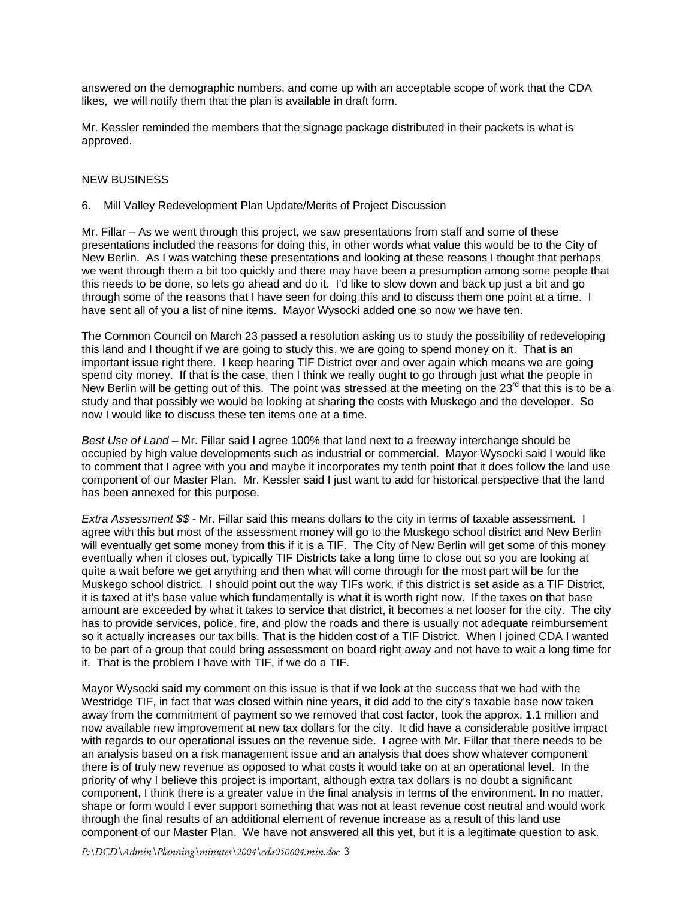answered on the demographic numbers, and come up with an acceptable scope of work that the CDA likes, we will notify them that the plan is available in draft form.

Mr. Kessler reminded the members that the signage package distributed in their packets is what is approved.

NEW BUSINESS

6. Mill Valley Redevelopment Plan Update/Merits of Project Discussion

Mr. Fillar – As we went through this project, we saw presentations from staff and some of these presentations included the reasons for doing this, in other words what value this would be to the City of New Berlin. As I was watching these presentations and looking at these reasons I thought that perhaps we went through them a bit too quickly and there may have been a presumption among some people that this needs to be done, so lets go ahead and do it. I'd like to slow down and back up just a bit and go through some of the reasons that I have seen for doing this and to discuss them one point at a time. I have sent all of you a list of nine items. Mayor Wysocki added one so now we have ten.

The Common Council on March 23 passed a resolution asking us to study the possibility of redeveloping this land and I thought if we are going to study this, we are going to spend money on it. That is an important issue right there. I keep hearing TIF District over and over again which means we are going spend city money. If that is the case, then I think we really ought to go through just what the people in New Berlin will be getting out of this. The point was stressed at the meeting on the 23rd that this is to be a study and that possibly we would be looking at sharing the costs with Muskego and the developer. So now I would like to discuss these ten items one at a time.

*Best Use of Land* – Mr. Fillar said I agree 100% that land next to a freeway interchange should be occupied by high value developments such as industrial or commercial. Mayor Wysocki said I would like to comment that I agree with you and maybe it incorporates my tenth point that it does follow the land use component of our Master Plan. Mr. Kessler said I just want to add for historical perspective that the land has been annexed for this purpose.

*Extra Assessment $$* - Mr. Fillar said this means dollars to the city in terms of taxable assessment. I agree with this but most of the assessment money will go to the Muskego school district and New Berlin will eventually get some money from this if it is a TIF. The City of New Berlin will get some of this money eventually when it closes out, typically TIF Districts take a long time to close out so you are looking at quite a wait before we get anything and then what will come through for the most part will be for the Muskego school district. I should point out the way TIFs work, if this district is set aside as a TIF District, it is taxed at it's base value which fundamentally is what it is worth right now. If the taxes on that base amount are exceeded by what it takes to service that district, it becomes a net looser for the city. The city has to provide services, police, fire, and plow the roads and there is usually not adequate reimbursement so it actually increases our tax bills. That is the hidden cost of a TIF District. When I joined CDA I wanted to be part of a group that could bring assessment on board right away and not have to wait a long time for it. That is the problem I have with TIF, if we do a TIF.

Mayor Wysocki said my comment on this issue is that if we look at the success that we had with the Westridge TIF, in fact that was closed within nine years, it did add to the city's taxable base now taken away from the commitment of payment so we removed that cost factor, took the approx. 1.1 million and now available new improvement at new tax dollars for the city. It did have a considerable positive impact with regards to our operational issues on the revenue side. I agree with Mr. Fillar that there needs to be an analysis based on a risk management issue and an analysis that does show whatever component there is of truly new revenue as opposed to what costs it would take on at an operational level. In the priority of why I believe this project is important, although extra tax dollars is no doubt a significant component, I think there is a greater value in the final analysis in terms of the environment. In no matter, shape or form would I ever support something that was not at least revenue cost neutral and would work through the final results of an additional element of revenue increase as a result of this land use component of our Master Plan. We have not answered all this yet, but it is a legitimate question to ask.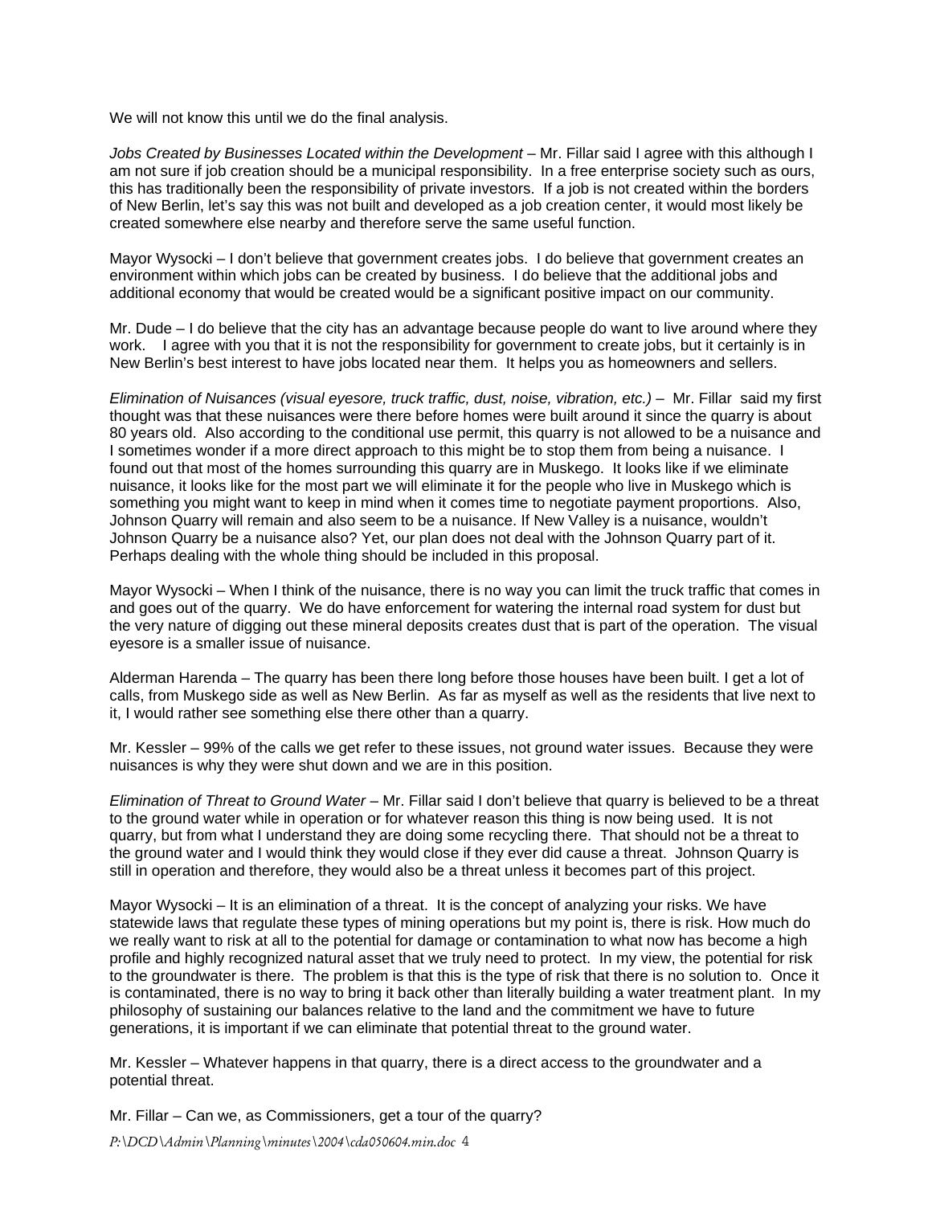We will not know this until we do the final analysis.

*Jobs Created by Businesses Located within the Development* – Mr. Fillar said I agree with this although I am not sure if job creation should be a municipal responsibility. In a free enterprise society such as ours, this has traditionally been the responsibility of private investors. If a job is not created within the borders of New Berlin, let's say this was not built and developed as a job creation center, it would most likely be created somewhere else nearby and therefore serve the same useful function.

Mayor Wysocki – I don't believe that government creates jobs. I do believe that government creates an environment within which jobs can be created by business. I do believe that the additional jobs and additional economy that would be created would be a significant positive impact on our community.

Mr. Dude – I do believe that the city has an advantage because people do want to live around where they work. I agree with you that it is not the responsibility for government to create jobs, but it certainly is in New Berlin's best interest to have jobs located near them. It helps you as homeowners and sellers.

*Elimination of Nuisances (visual eyesore, truck traffic, dust, noise, vibration, etc.)* – Mr. Fillar said my first thought was that these nuisances were there before homes were built around it since the quarry is about 80 years old. Also according to the conditional use permit, this quarry is not allowed to be a nuisance and I sometimes wonder if a more direct approach to this might be to stop them from being a nuisance. I found out that most of the homes surrounding this quarry are in Muskego. It looks like if we eliminate nuisance, it looks like for the most part we will eliminate it for the people who live in Muskego which is something you might want to keep in mind when it comes time to negotiate payment proportions. Also, Johnson Quarry will remain and also seem to be a nuisance. If New Valley is a nuisance, wouldn't Johnson Quarry be a nuisance also? Yet, our plan does not deal with the Johnson Quarry part of it. Perhaps dealing with the whole thing should be included in this proposal.

Mayor Wysocki – When I think of the nuisance, there is no way you can limit the truck traffic that comes in and goes out of the quarry. We do have enforcement for watering the internal road system for dust but the very nature of digging out these mineral deposits creates dust that is part of the operation. The visual eyesore is a smaller issue of nuisance.

Alderman Harenda – The quarry has been there long before those houses have been built. I get a lot of calls, from Muskego side as well as New Berlin. As far as myself as well as the residents that live next to it, I would rather see something else there other than a quarry.

Mr. Kessler – 99% of the calls we get refer to these issues, not ground water issues. Because they were nuisances is why they were shut down and we are in this position.

*Elimination of Threat to Ground Water* – Mr. Fillar said I don't believe that quarry is believed to be a threat to the ground water while in operation or for whatever reason this thing is now being used. It is not quarry, but from what I understand they are doing some recycling there. That should not be a threat to the ground water and I would think they would close if they ever did cause a threat. Johnson Quarry is still in operation and therefore, they would also be a threat unless it becomes part of this project.

Mayor Wysocki – It is an elimination of a threat. It is the concept of analyzing your risks. We have statewide laws that regulate these types of mining operations but my point is, there is risk. How much do we really want to risk at all to the potential for damage or contamination to what now has become a high profile and highly recognized natural asset that we truly need to protect. In my view, the potential for risk to the groundwater is there. The problem is that this is the type of risk that there is no solution to. Once it is contaminated, there is no way to bring it back other than literally building a water treatment plant. In my philosophy of sustaining our balances relative to the land and the commitment we have to future generations, it is important if we can eliminate that potential threat to the ground water.

Mr. Kessler – Whatever happens in that quarry, there is a direct access to the groundwater and a potential threat.

Mr. Fillar – Can we, as Commissioners, get a tour of the quarry?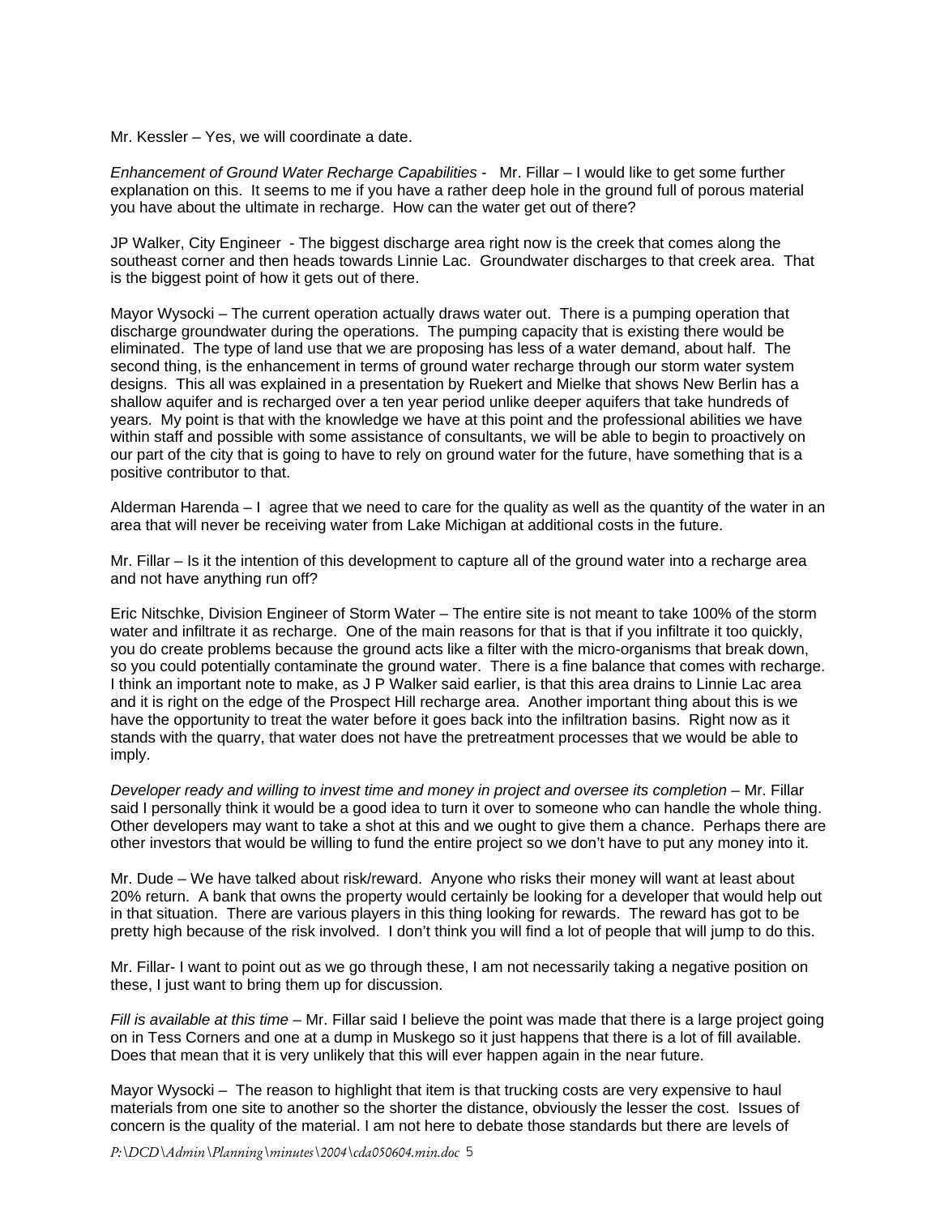Mr. Kessler – Yes, we will coordinate a date.

*Enhancement of Ground Water Recharge Capabilities* - Mr. Fillar – I would like to get some further explanation on this. It seems to me if you have a rather deep hole in the ground full of porous material you have about the ultimate in recharge. How can the water get out of there?

JP Walker, City Engineer - The biggest discharge area right now is the creek that comes along the southeast corner and then heads towards Linnie Lac. Groundwater discharges to that creek area. That is the biggest point of how it gets out of there.

Mayor Wysocki – The current operation actually draws water out. There is a pumping operation that discharge groundwater during the operations. The pumping capacity that is existing there would be eliminated. The type of land use that we are proposing has less of a water demand, about half. The second thing, is the enhancement in terms of ground water recharge through our storm water system designs. This all was explained in a presentation by Ruekert and Mielke that shows New Berlin has a shallow aquifer and is recharged over a ten year period unlike deeper aquifers that take hundreds of years. My point is that with the knowledge we have at this point and the professional abilities we have within staff and possible with some assistance of consultants, we will be able to begin to proactively on our part of the city that is going to have to rely on ground water for the future, have something that is a positive contributor to that.

Alderman Harenda – I agree that we need to care for the quality as well as the quantity of the water in an area that will never be receiving water from Lake Michigan at additional costs in the future.

Mr. Fillar – Is it the intention of this development to capture all of the ground water into a recharge area and not have anything run off?

Eric Nitschke, Division Engineer of Storm Water – The entire site is not meant to take 100% of the storm water and infiltrate it as recharge. One of the main reasons for that is that if you infiltrate it too quickly, you do create problems because the ground acts like a filter with the micro-organisms that break down, so you could potentially contaminate the ground water. There is a fine balance that comes with recharge. I think an important note to make, as J P Walker said earlier, is that this area drains to Linnie Lac area and it is right on the edge of the Prospect Hill recharge area. Another important thing about this is we have the opportunity to treat the water before it goes back into the infiltration basins. Right now as it stands with the quarry, that water does not have the pretreatment processes that we would be able to imply.

*Developer ready and willing to invest time and money in project and oversee its completion* – Mr. Fillar said I personally think it would be a good idea to turn it over to someone who can handle the whole thing. Other developers may want to take a shot at this and we ought to give them a chance. Perhaps there are other investors that would be willing to fund the entire project so we don't have to put any money into it.

Mr. Dude – We have talked about risk/reward. Anyone who risks their money will want at least about 20% return. A bank that owns the property would certainly be looking for a developer that would help out in that situation. There are various players in this thing looking for rewards. The reward has got to be pretty high because of the risk involved. I don't think you will find a lot of people that will jump to do this.

Mr. Fillar- I want to point out as we go through these, I am not necessarily taking a negative position on these, I just want to bring them up for discussion.

*Fill is available at this time* – Mr. Fillar said I believe the point was made that there is a large project going on in Tess Corners and one at a dump in Muskego so it just happens that there is a lot of fill available. Does that mean that it is very unlikely that this will ever happen again in the near future.

Mayor Wysocki – The reason to highlight that item is that trucking costs are very expensive to haul materials from one site to another so the shorter the distance, obviously the lesser the cost. Issues of concern is the quality of the material. I am not here to debate those standards but there are levels of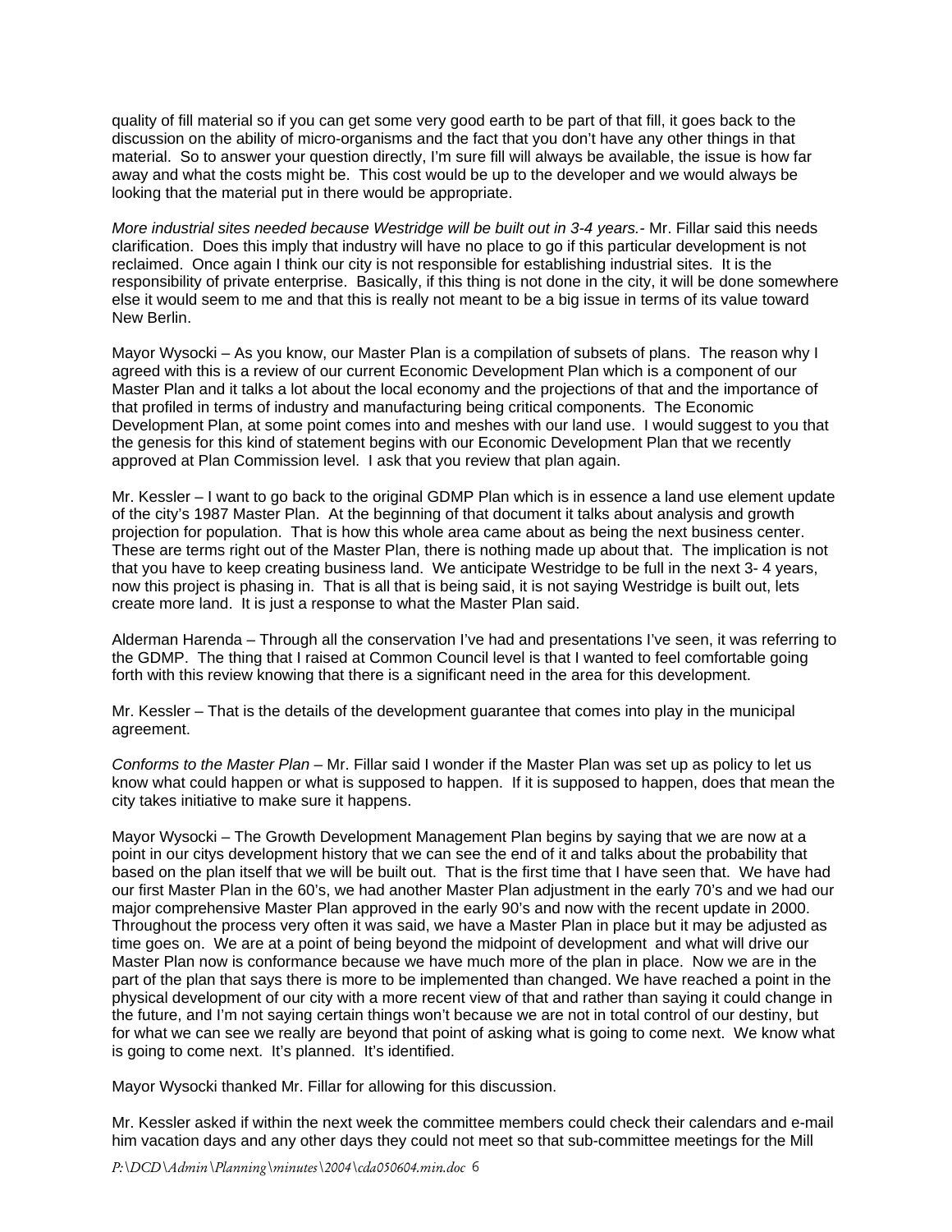quality of fill material so if you can get some very good earth to be part of that fill, it goes back to the discussion on the ability of micro-organisms and the fact that you don't have any other things in that material. So to answer your question directly, I'm sure fill will always be available, the issue is how far away and what the costs might be. This cost would be up to the developer and we would always be looking that the material put in there would be appropriate.

*More industrial sites needed because Westridge will be built out in 3-4 years.*- Mr. Fillar said this needs clarification. Does this imply that industry will have no place to go if this particular development is not reclaimed. Once again I think our city is not responsible for establishing industrial sites. It is the responsibility of private enterprise. Basically, if this thing is not done in the city, it will be done somewhere else it would seem to me and that this is really not meant to be a big issue in terms of its value toward New Berlin.

Mayor Wysocki – As you know, our Master Plan is a compilation of subsets of plans. The reason why I agreed with this is a review of our current Economic Development Plan which is a component of our Master Plan and it talks a lot about the local economy and the projections of that and the importance of that profiled in terms of industry and manufacturing being critical components. The Economic Development Plan, at some point comes into and meshes with our land use. I would suggest to you that the genesis for this kind of statement begins with our Economic Development Plan that we recently approved at Plan Commission level. I ask that you review that plan again.

Mr. Kessler – I want to go back to the original GDMP Plan which is in essence a land use element update of the city's 1987 Master Plan. At the beginning of that document it talks about analysis and growth projection for population. That is how this whole area came about as being the next business center. These are terms right out of the Master Plan, there is nothing made up about that. The implication is not that you have to keep creating business land. We anticipate Westridge to be full in the next 3- 4 years, now this project is phasing in. That is all that is being said, it is not saying Westridge is built out, lets create more land. It is just a response to what the Master Plan said.

Alderman Harenda – Through all the conservation I've had and presentations I've seen, it was referring to the GDMP. The thing that I raised at Common Council level is that I wanted to feel comfortable going forth with this review knowing that there is a significant need in the area for this development.

Mr. Kessler – That is the details of the development guarantee that comes into play in the municipal agreement.

*Conforms to the Master Plan* – Mr. Fillar said I wonder if the Master Plan was set up as policy to let us know what could happen or what is supposed to happen. If it is supposed to happen, does that mean the city takes initiative to make sure it happens.

Mayor Wysocki – The Growth Development Management Plan begins by saying that we are now at a point in our citys development history that we can see the end of it and talks about the probability that based on the plan itself that we will be built out. That is the first time that I have seen that. We have had our first Master Plan in the 60's, we had another Master Plan adjustment in the early 70's and we had our major comprehensive Master Plan approved in the early 90's and now with the recent update in 2000. Throughout the process very often it was said, we have a Master Plan in place but it may be adjusted as time goes on. We are at a point of being beyond the midpoint of development and what will drive our Master Plan now is conformance because we have much more of the plan in place. Now we are in the part of the plan that says there is more to be implemented than changed. We have reached a point in the physical development of our city with a more recent view of that and rather than saying it could change in the future, and I'm not saying certain things won't because we are not in total control of our destiny, but for what we can see we really are beyond that point of asking what is going to come next. We know what is going to come next. It's planned. It's identified.

Mayor Wysocki thanked Mr. Fillar for allowing for this discussion.

Mr. Kessler asked if within the next week the committee members could check their calendars and e-mail him vacation days and any other days they could not meet so that sub-committee meetings for the Mill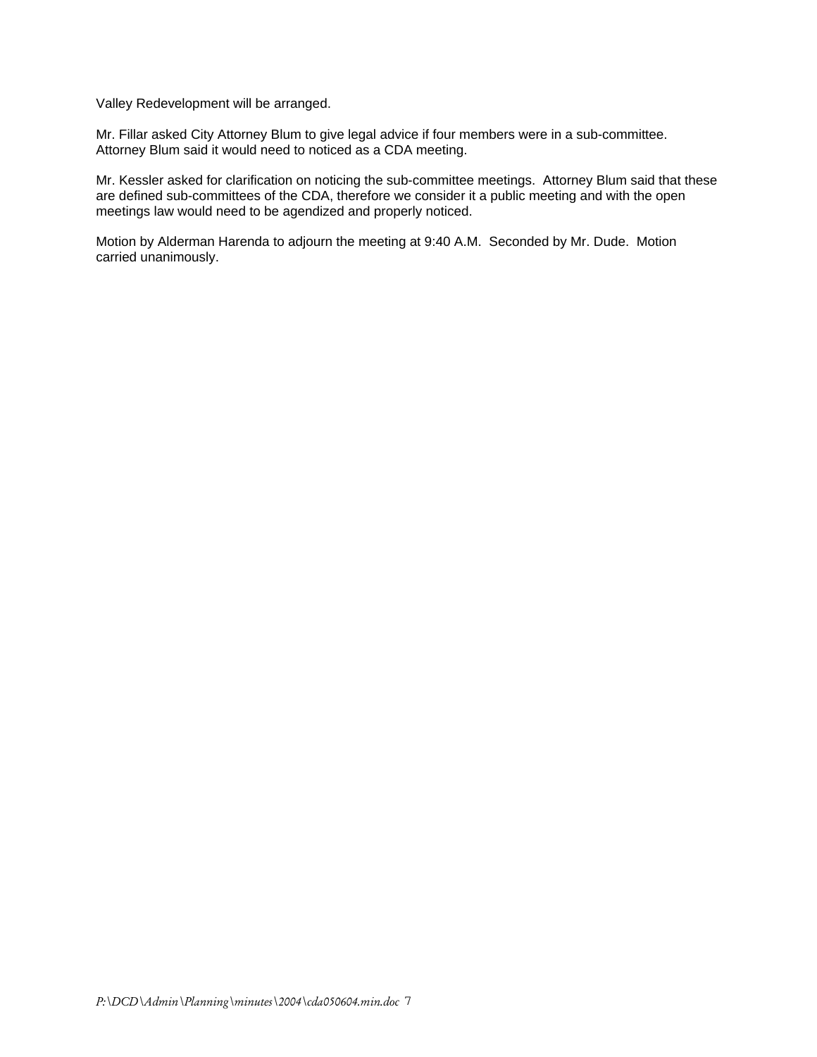Valley Redevelopment will be arranged.

Mr. Fillar asked City Attorney Blum to give legal advice if four members were in a sub-committee. Attorney Blum said it would need to noticed as a CDA meeting.

Mr. Kessler asked for clarification on noticing the sub-committee meetings. Attorney Blum said that these are defined sub-committees of the CDA, therefore we consider it a public meeting and with the open meetings law would need to be agendized and properly noticed.

Motion by Alderman Harenda to adjourn the meeting at 9:40 A.M. Seconded by Mr. Dude. Motion carried unanimously.